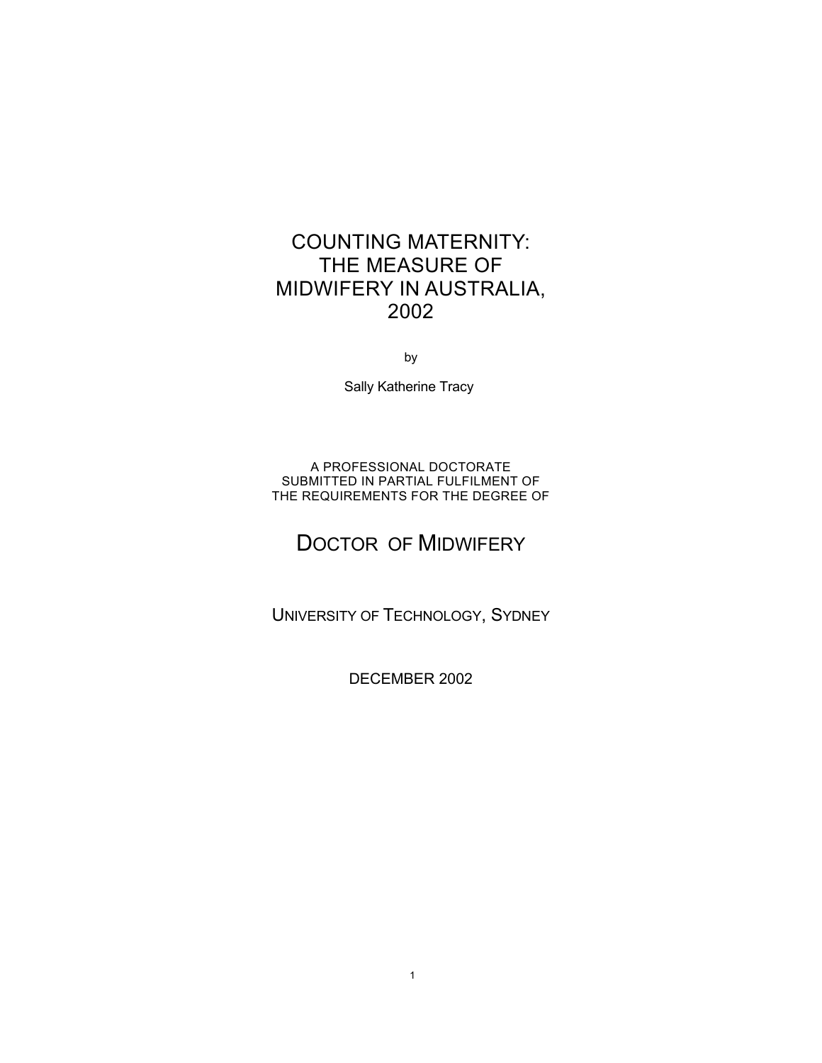# COUNTING MATERNITY: THE MEASURE OF MIDWIFERY IN AUSTRALIA, 2002

by

Sally Katherine Tracy

A PROFESSIONAL DOCTORATE
SUBMITTED IN PARTIAL FULFILMENT OF
THE REQUIREMENTS FOR THE DEGREE OF

## DOCTOR OF MIDWIFERY

UNIVERSITY OF TECHNOLOGY, SYDNEY

DECEMBER 2002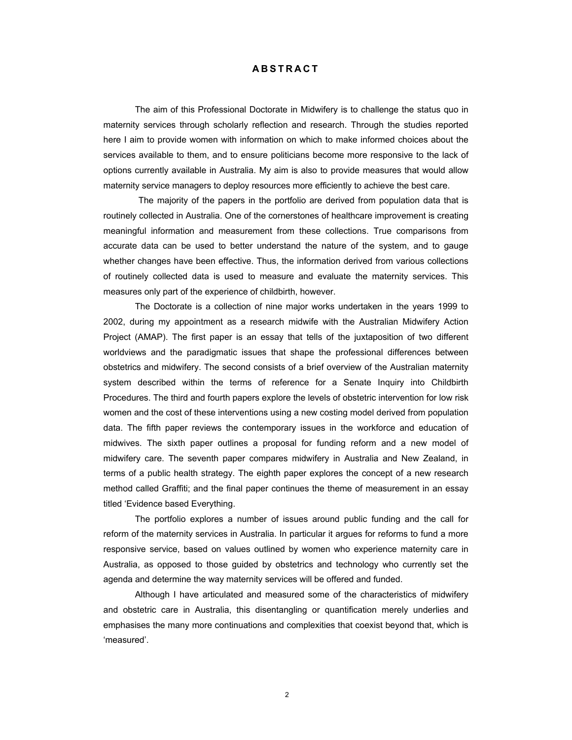# ABSTRACT

The aim of this Professional Doctorate in Midwifery is to challenge the status quo in maternity services through scholarly reflection and research. Through the studies reported here I aim to provide women with information on which to make informed choices about the services available to them, and to ensure politicians become more responsive to the lack of options currently available in Australia. My aim is also to provide measures that would allow maternity service managers to deploy resources more efficiently to achieve the best care.

The majority of the papers in the portfolio are derived from population data that is routinely collected in Australia. One of the cornerstones of healthcare improvement is creating meaningful information and measurement from these collections. True comparisons from accurate data can be used to better understand the nature of the system, and to gauge whether changes have been effective. Thus, the information derived from various collections of routinely collected data is used to measure and evaluate the maternity services. This measures only part of the experience of childbirth, however.

The Doctorate is a collection of nine major works undertaken in the years 1999 to 2002, during my appointment as a research midwife with the Australian Midwifery Action Project (AMAP). The first paper is an essay that tells of the juxtaposition of two different worldviews and the paradigmatic issues that shape the professional differences between obstetrics and midwifery. The second consists of a brief overview of the Australian maternity system described within the terms of reference for a Senate Inquiry into Childbirth Procedures. The third and fourth papers explore the levels of obstetric intervention for low risk women and the cost of these interventions using a new costing model derived from population data. The fifth paper reviews the contemporary issues in the workforce and education of midwives. The sixth paper outlines a proposal for funding reform and a new model of midwifery care. The seventh paper compares midwifery in Australia and New Zealand, in terms of a public health strategy. The eighth paper explores the concept of a new research method called Graffiti; and the final paper continues the theme of measurement in an essay titled 'Evidence based Everything.

The portfolio explores a number of issues around public funding and the call for reform of the maternity services in Australia. In particular it argues for reforms to fund a more responsive service, based on values outlined by women who experience maternity care in Australia, as opposed to those guided by obstetrics and technology who currently set the agenda and determine the way maternity services will be offered and funded.

Although I have articulated and measured some of the characteristics of midwifery and obstetric care in Australia, this disentangling or quantification merely underlies and emphasises the many more continuations and complexities that coexist beyond that, which is 'measured'.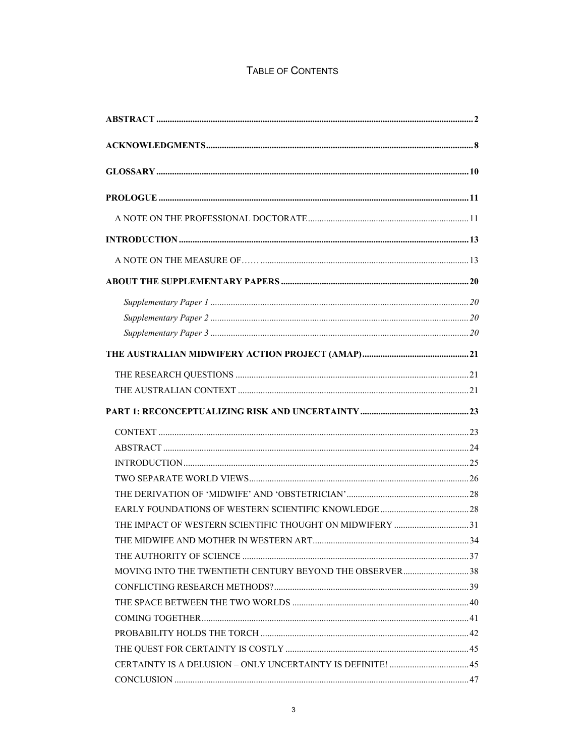# Table of Contents

**ABSTRACT** ........ 2

**ACKNOWLEDGMENTS** ........ 8

**GLOSSARY** ........ 10

**PROLOGUE** ........ 11

A NOTE ON THE PROFESSIONAL DOCTORATE ........ 11

**INTRODUCTION** ........ 13

A NOTE ON THE MEASURE OF…… ........ 13

**ABOUT THE SUPPLEMENTARY PAPERS** ........ 20

*Supplementary Paper 1* ........ 20

*Supplementary Paper 2* ........ 20

*Supplementary Paper 3* ........ 20

**THE AUSTRALIAN MIDWIFERY ACTION PROJECT (AMAP)** ........ 21

THE RESEARCH QUESTIONS ........ 21

THE AUSTRALIAN CONTEXT ........ 21

**PART 1: RECONCEPTUALIZING RISK AND UNCERTAINTY** ........ 23

CONTEXT ........ 23

ABSTRACT ........ 24

INTRODUCTION ........ 25

TWO SEPARATE WORLD VIEWS ........ 26

THE DERIVATION OF 'MIDWIFE' AND 'OBSTETRICIAN' ........ 28

EARLY FOUNDATIONS OF WESTERN SCIENTIFIC KNOWLEDGE ........ 28

THE IMPACT OF WESTERN SCIENTIFIC THOUGHT ON MIDWIFERY ........ 31

THE MIDWIFE AND MOTHER IN WESTERN ART ........ 34

THE AUTHORITY OF SCIENCE ........ 37

MOVING INTO THE TWENTIETH CENTURY BEYOND THE OBSERVER ........ 38

CONFLICTING RESEARCH METHODS? ........ 39

THE SPACE BETWEEN THE TWO WORLDS ........ 40

COMING TOGETHER ........ 41

PROBABILITY HOLDS THE TORCH ........ 42

THE QUEST FOR CERTAINTY IS COSTLY ........ 45

CERTAINTY IS A DELUSION – ONLY UNCERTAINTY IS DEFINITE! ........ 45

CONCLUSION ........ 47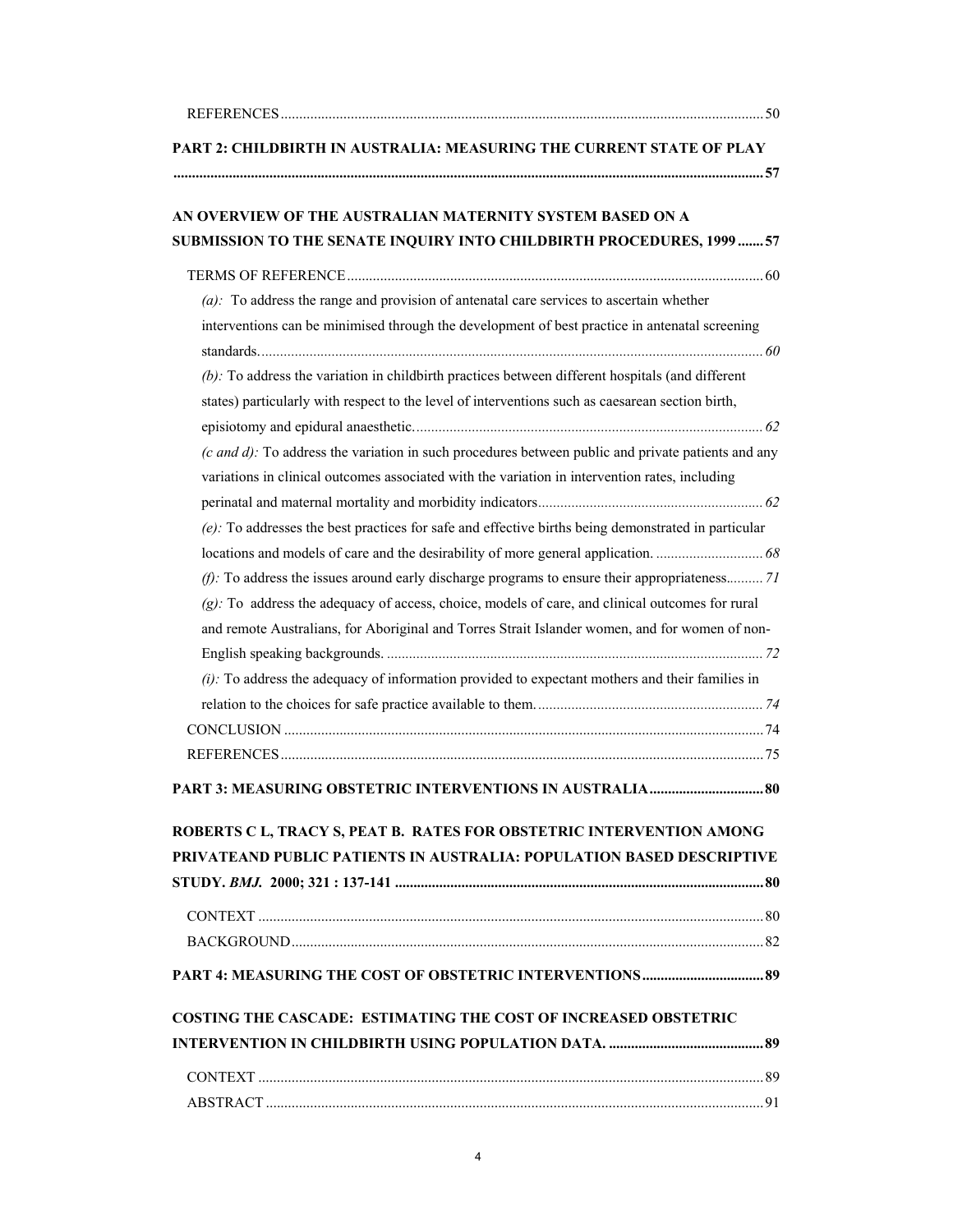REFERENCES .......... 50

**PART 2: CHILDBIRTH IN AUSTRALIA: MEASURING THE CURRENT STATE OF PLAY .......... 57**

**AN OVERVIEW OF THE AUSTRALIAN MATERNITY SYSTEM BASED ON A SUBMISSION TO THE SENATE INQUIRY INTO CHILDBIRTH PROCEDURES, 1999 .......... 57**

TERMS OF REFERENCE .......... 60

*(a):* To address the range and provision of antenatal care services to ascertain whether interventions can be minimised through the development of best practice in antenatal screening standards. .......... *60*

*(b):* To address the variation in childbirth practices between different hospitals (and different states) particularly with respect to the level of interventions such as caesarean section birth, episiotomy and epidural anaesthetic. .......... *62*

*(c and d):* To address the variation in such procedures between public and private patients and any variations in clinical outcomes associated with the variation in intervention rates, including perinatal and maternal mortality and morbidity indicators .......... *62*

*(e):* To addresses the best practices for safe and effective births being demonstrated in particular locations and models of care and the desirability of more general application. .......... *68*

*(f):* To address the issues around early discharge programs to ensure their appropriateness .......... *71*

*(g):* To address the adequacy of access, choice, models of care, and clinical outcomes for rural and remote Australians, for Aboriginal and Torres Strait Islander women, and for women of non-English speaking backgrounds. .......... *72*

*(i):* To address the adequacy of information provided to expectant mothers and their families in relation to the choices for safe practice available to them. .......... *74*

CONCLUSION .......... 74

REFERENCES .......... 75

**PART 3: MEASURING OBSTETRIC INTERVENTIONS IN AUSTRALIA .......... 80**

**ROBERTS C L, TRACY S, PEAT B. RATES FOR OBSTETRIC INTERVENTION AMONG PRIVATEAND PUBLIC PATIENTS IN AUSTRALIA: POPULATION BASED DESCRIPTIVE STUDY. *BMJ.* 2000; 321 : 137-141 .......... 80**

CONTEXT .......... 80

BACKGROUND .......... 82

**PART 4: MEASURING THE COST OF OBSTETRIC INTERVENTIONS .......... 89**

**COSTING THE CASCADE: ESTIMATING THE COST OF INCREASED OBSTETRIC INTERVENTION IN CHILDBIRTH USING POPULATION DATA. .......... 89**

CONTEXT .......... 89

ABSTRACT .......... 91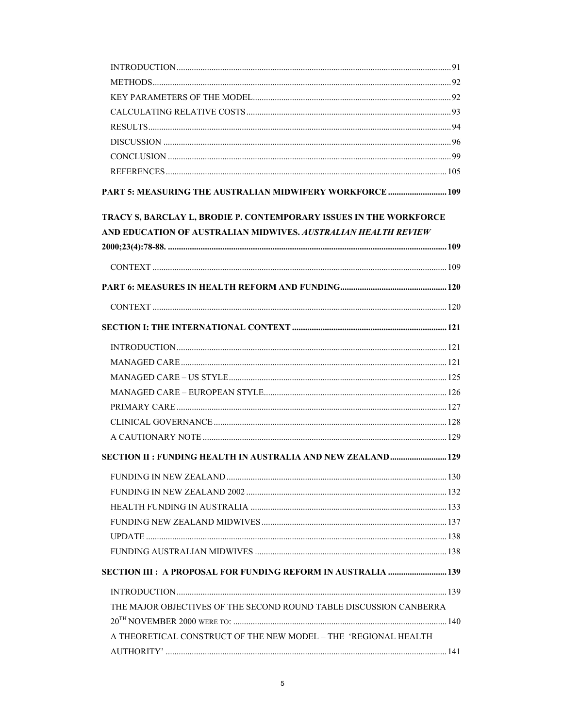INTRODUCTION ..... 91
METHODS ..... 92
KEY PARAMETERS OF THE MODEL ..... 92
CALCULATING RELATIVE COSTS ..... 93
RESULTS ..... 94
DISCUSSION ..... 96
CONCLUSION ..... 99
REFERENCES ..... 105

**PART 5: MEASURING THE AUSTRALIAN MIDWIFERY WORKFORCE ..... 109**

**TRACY S, BARCLAY L, BRODIE P. CONTEMPORARY ISSUES IN THE WORKFORCE AND EDUCATION OF AUSTRALIAN MIDWIVES. *AUSTRALIAN HEALTH REVIEW* 2000;23(4):78-88. ..... 109**

CONTEXT ..... 109

**PART 6: MEASURES IN HEALTH REFORM AND FUNDING ..... 120**

CONTEXT ..... 120

**SECTION I: THE INTERNATIONAL CONTEXT ..... 121**

INTRODUCTION ..... 121
MANAGED CARE ..... 121
MANAGED CARE – US STYLE ..... 125
MANAGED CARE – EUROPEAN STYLE ..... 126
PRIMARY CARE ..... 127
CLINICAL GOVERNANCE ..... 128
A CAUTIONARY NOTE ..... 129

**SECTION II : FUNDING HEALTH IN AUSTRALIA AND NEW ZEALAND ..... 129**

FUNDING IN NEW ZEALAND ..... 130
FUNDING IN NEW ZEALAND 2002 ..... 132
HEALTH FUNDING IN AUSTRALIA ..... 133
FUNDING NEW ZEALAND MIDWIVES ..... 137
UPDATE ..... 138
FUNDING AUSTRALIAN MIDWIVES ..... 138

**SECTION III : A PROPOSAL FOR FUNDING REFORM IN AUSTRALIA ..... 139**

INTRODUCTION ..... 139
THE MAJOR OBJECTIVES OF THE SECOND ROUND TABLE DISCUSSION CANBERRA 20TH NOVEMBER 2000 WERE TO: ..... 140
A THEORETICAL CONSTRUCT OF THE NEW MODEL – THE 'REGIONAL HEALTH AUTHORITY' ..... 141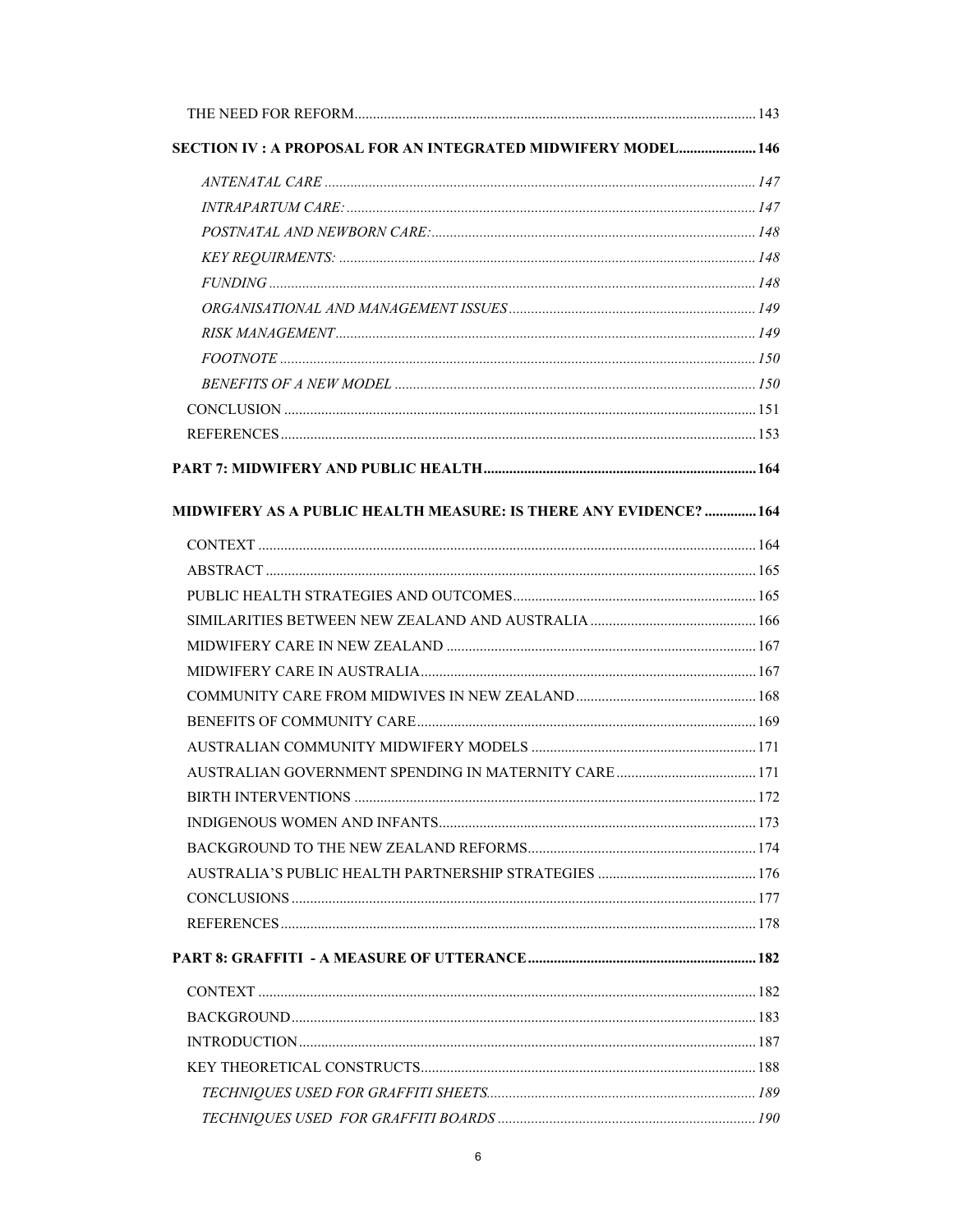THE NEED FOR REFORM ........................................................................................................... 143

**SECTION IV : A PROPOSAL FOR AN INTEGRATED MIDWIFERY MODEL..................... 146**

*ANTENATAL CARE ..................................................................................................... 147*

*INTRAPARTUM CARE: ............................................................................................... 147*

*POSTNATAL AND NEWBORN CARE:....................................................................... 148*

*KEY REQUIRMENTS: ................................................................................................. 148*

*FUNDING ..................................................................................................................... 148*

*ORGANISATIONAL AND MANAGEMENT ISSUES ................................................... 149*

*RISK MANAGEMENT .................................................................................................. 149*

*FOOTNOTE ................................................................................................................. 150*

*BENEFITS OF A NEW MODEL .................................................................................. 150*

CONCLUSION ............................................................................................................... 151

REFERENCES ................................................................................................................ 153

**PART 7: MIDWIFERY AND PUBLIC HEALTH ........................................................................ 164**

**MIDWIFERY AS A PUBLIC HEALTH MEASURE: IS THERE ANY EVIDENCE? .............. 164**

CONTEXT ...................................................................................................................... 164

ABSTRACT .................................................................................................................... 165

PUBLIC HEALTH STRATEGIES AND OUTCOMES ................................................. 165

SIMILARITIES BETWEEN NEW ZEALAND AND AUSTRALIA ............................. 166

MIDWIFERY CARE IN NEW ZEALAND ................................................................... 167

MIDWIFERY CARE IN AUSTRALIA ......................................................................... 167

COMMUNITY CARE FROM MIDWIVES IN NEW ZEALAND ............................... 168

BENEFITS OF COMMUNITY CARE .......................................................................... 169

AUSTRALIAN COMMUNITY MIDWIFERY MODELS ............................................ 171

AUSTRALIAN GOVERNMENT SPENDING IN MATERNITY CARE ..................... 171

BIRTH INTERVENTIONS ............................................................................................ 172

INDIGENOUS WOMEN AND INFANTS ..................................................................... 173

BACKGROUND TO THE NEW ZEALAND REFORMS ............................................. 174

AUSTRALIA'S PUBLIC HEALTH PARTNERSHIP STRATEGIES .......................... 176

CONCLUSIONS ............................................................................................................. 177

REFERENCES ................................................................................................................ 178

**PART 8: GRAFFITI - A MEASURE OF UTTERANCE ............................................................ 182**

CONTEXT ...................................................................................................................... 182

BACKGROUND ............................................................................................................. 183

INTRODUCTION ........................................................................................................... 187

KEY THEORETICAL CONSTRUCTS .......................................................................... 188

*TECHNIQUES USED FOR GRAFFITI SHEETS ........................................................ 189*

*TECHNIQUES USED FOR GRAFFITI BOARDS ...................................................... 190*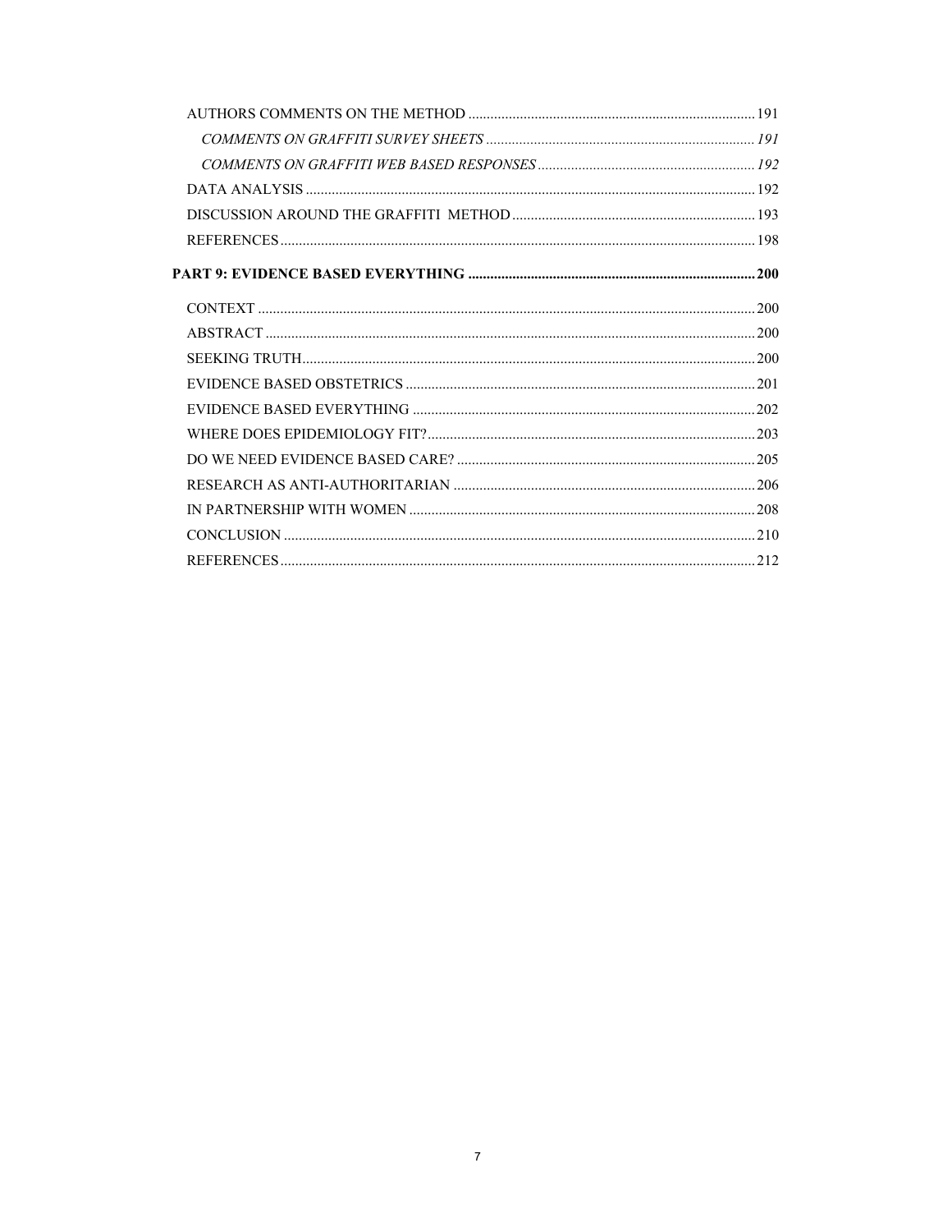AUTHORS COMMENTS ON THE METHOD ....... 191

*COMMENTS ON GRAFFITI SURVEY SHEETS ....... 191*

*COMMENTS ON GRAFFITI WEB BASED RESPONSES ....... 192*

DATA ANALYSIS ....... 192

DISCUSSION AROUND THE GRAFFITI METHOD ....... 193

REFERENCES ....... 198

**PART 9: EVIDENCE BASED EVERYTHING ....... 200**

CONTEXT ....... 200

ABSTRACT ....... 200

SEEKING TRUTH ....... 200

EVIDENCE BASED OBSTETRICS ....... 201

EVIDENCE BASED EVERYTHING ....... 202

WHERE DOES EPIDEMIOLOGY FIT? ....... 203

DO WE NEED EVIDENCE BASED CARE? ....... 205

RESEARCH AS ANTI-AUTHORITARIAN ....... 206

IN PARTNERSHIP WITH WOMEN ....... 208

CONCLUSION ....... 210

REFERENCES ....... 212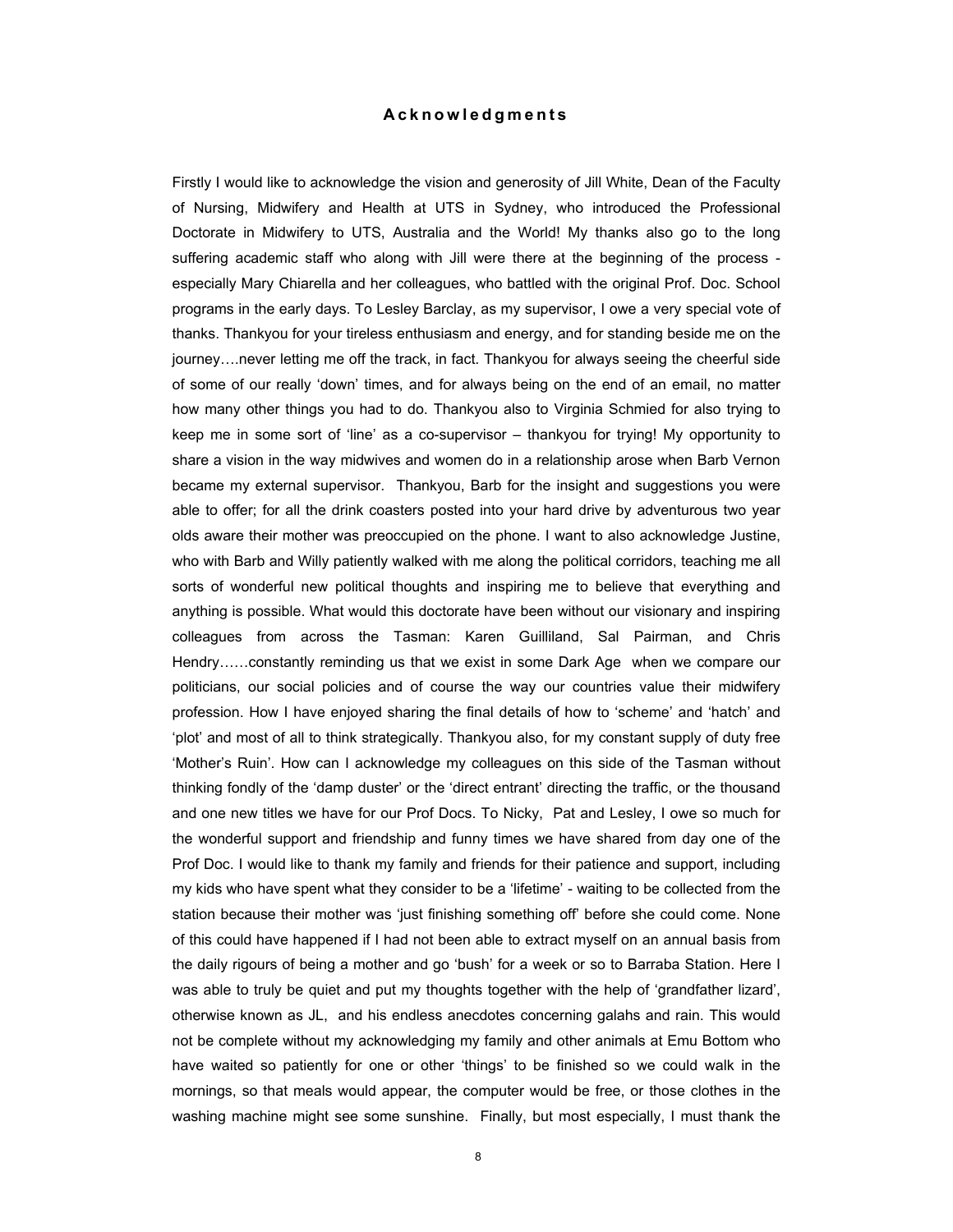# Acknowledgments

Firstly I would like to acknowledge the vision and generosity of Jill White, Dean of the Faculty of Nursing, Midwifery and Health at UTS in Sydney, who introduced the Professional Doctorate in Midwifery to UTS, Australia and the World! My thanks also go to the long suffering academic staff who along with Jill were there at the beginning of the process - especially Mary Chiarella and her colleagues, who battled with the original Prof. Doc. School programs in the early days. To Lesley Barclay, as my supervisor, I owe a very special vote of thanks. Thankyou for your tireless enthusiasm and energy, and for standing beside me on the journey….never letting me off the track, in fact. Thankyou for always seeing the cheerful side of some of our really 'down' times, and for always being on the end of an email, no matter how many other things you had to do. Thankyou also to Virginia Schmied for also trying to keep me in some sort of 'line' as a co-supervisor – thankyou for trying! My opportunity to share a vision in the way midwives and women do in a relationship arose when Barb Vernon became my external supervisor. Thankyou, Barb for the insight and suggestions you were able to offer; for all the drink coasters posted into your hard drive by adventurous two year olds aware their mother was preoccupied on the phone. I want to also acknowledge Justine, who with Barb and Willy patiently walked with me along the political corridors, teaching me all sorts of wonderful new political thoughts and inspiring me to believe that everything and anything is possible. What would this doctorate have been without our visionary and inspiring colleagues from across the Tasman: Karen Guilliland, Sal Pairman, and Chris Hendry……constantly reminding us that we exist in some Dark Age when we compare our politicians, our social policies and of course the way our countries value their midwifery profession. How I have enjoyed sharing the final details of how to 'scheme' and 'hatch' and 'plot' and most of all to think strategically. Thankyou also, for my constant supply of duty free 'Mother's Ruin'. How can I acknowledge my colleagues on this side of the Tasman without thinking fondly of the 'damp duster' or the 'direct entrant' directing the traffic, or the thousand and one new titles we have for our Prof Docs. To Nicky, Pat and Lesley, I owe so much for the wonderful support and friendship and funny times we have shared from day one of the Prof Doc. I would like to thank my family and friends for their patience and support, including my kids who have spent what they consider to be a 'lifetime' - waiting to be collected from the station because their mother was 'just finishing something off' before she could come. None of this could have happened if I had not been able to extract myself on an annual basis from the daily rigours of being a mother and go 'bush' for a week or so to Barraba Station. Here I was able to truly be quiet and put my thoughts together with the help of 'grandfather lizard', otherwise known as JL, and his endless anecdotes concerning galahs and rain. This would not be complete without my acknowledging my family and other animals at Emu Bottom who have waited so patiently for one or other 'things' to be finished so we could walk in the mornings, so that meals would appear, the computer would be free, or those clothes in the washing machine might see some sunshine. Finally, but most especially, I must thank the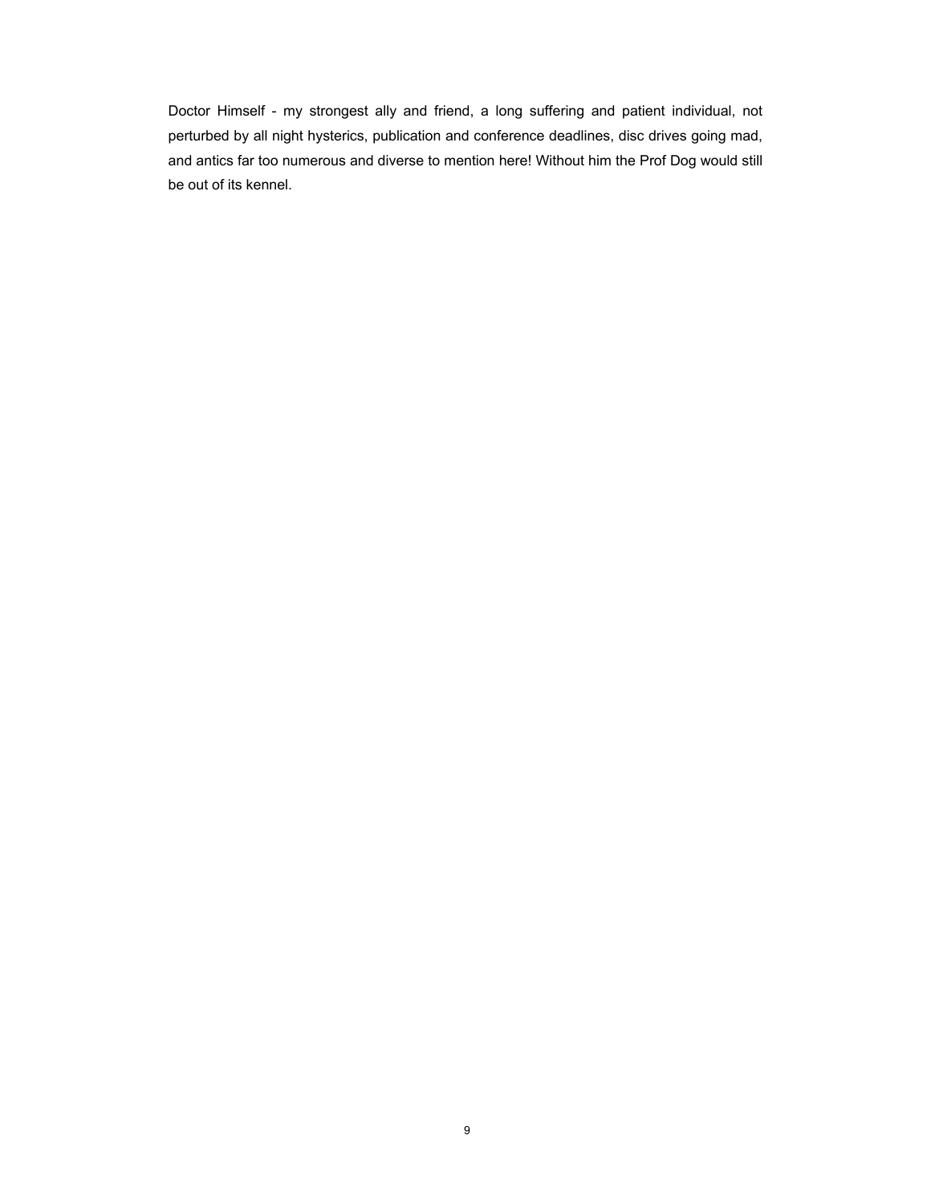Doctor Himself - my strongest ally and friend, a long suffering and patient individual, not perturbed by all night hysterics, publication and conference deadlines, disc drives going mad, and antics far too numerous and diverse to mention here! Without him the Prof Dog would still be out of its kennel.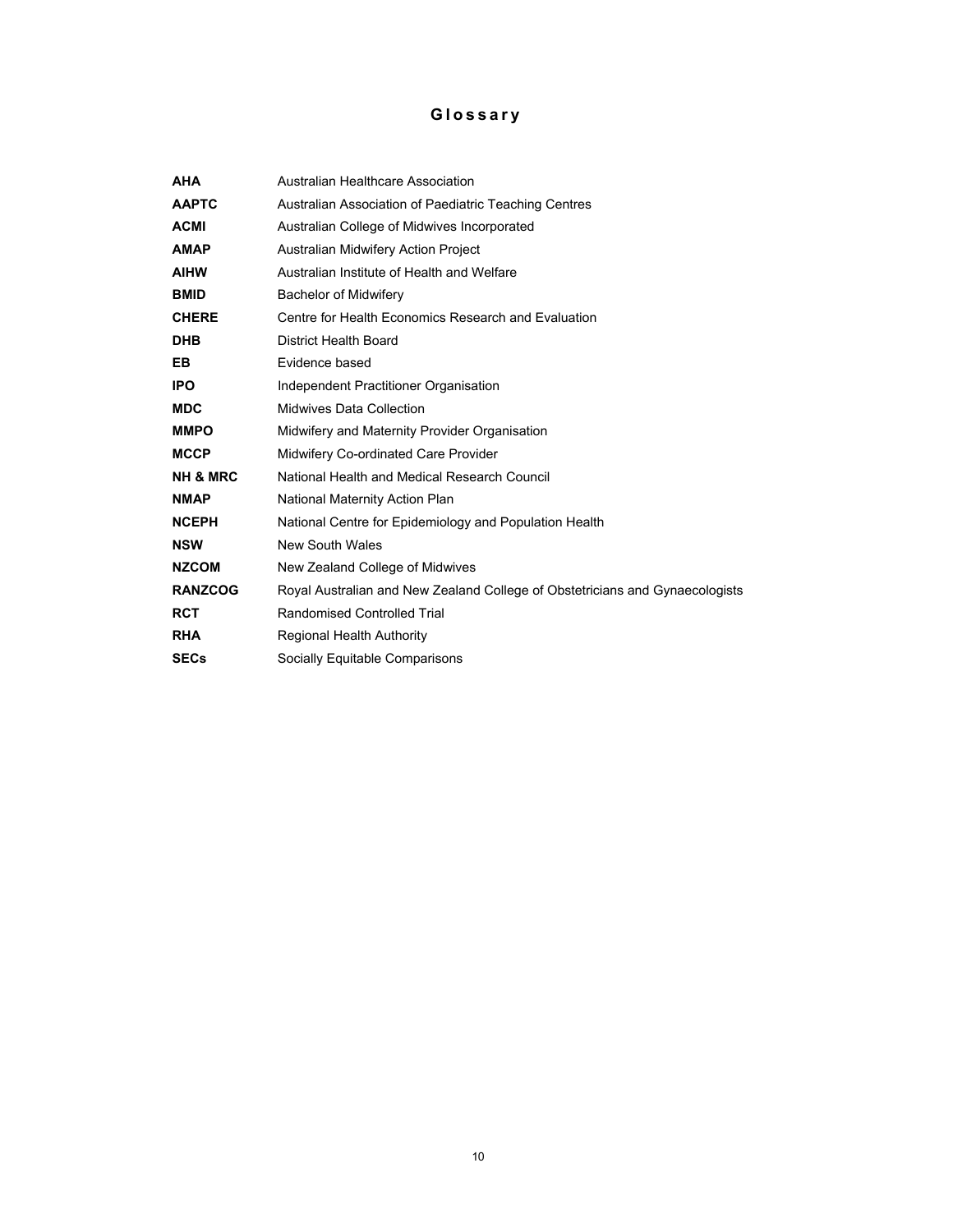# Glossary

| | |
|---|---|
| **AHA** | Australian Healthcare Association |
| **AAPTC** | Australian Association of Paediatric Teaching Centres |
| **ACMI** | Australian College of Midwives Incorporated |
| **AMAP** | Australian Midwifery Action Project |
| **AIHW** | Australian Institute of Health and Welfare |
| **BMID** | Bachelor of Midwifery |
| **CHERE** | Centre for Health Economics Research and Evaluation |
| **DHB** | District Health Board |
| **EB** | Evidence based |
| **IPO** | Independent Practitioner Organisation |
| **MDC** | Midwives Data Collection |
| **MMPO** | Midwifery and Maternity Provider Organisation |
| **MCCP** | Midwifery Co-ordinated Care Provider |
| **NH & MRC** | National Health and Medical Research Council |
| **NMAP** | National Maternity Action Plan |
| **NCEPH** | National Centre for Epidemiology and Population Health |
| **NSW** | New South Wales |
| **NZCOM** | New Zealand College of Midwives |
| **RANZCOG** | Royal Australian and New Zealand College of Obstetricians and Gynaecologists |
| **RCT** | Randomised Controlled Trial |
| **RHA** | Regional Health Authority |
| **SECs** | Socially Equitable Comparisons |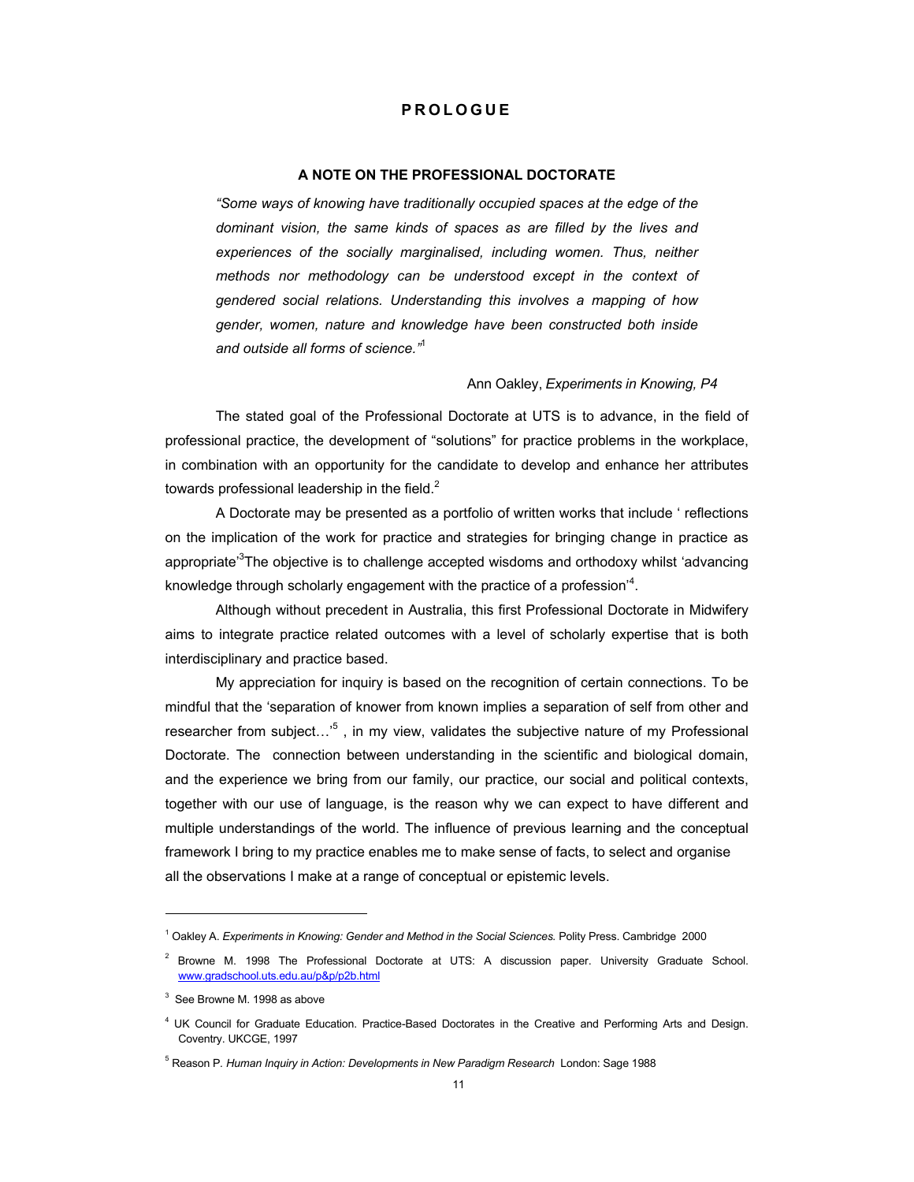# PROLOGUE

## A NOTE ON THE PROFESSIONAL DOCTORATE

> *"Some ways of knowing have traditionally occupied spaces at the edge of the dominant vision, the same kinds of spaces as are filled by the lives and experiences of the socially marginalised, including women. Thus, neither methods nor methodology can be understood except in the context of gendered social relations. Understanding this involves a mapping of how gender, women, nature and knowledge have been constructed both inside and outside all forms of science."*[1]
>
> Ann Oakley, *Experiments in Knowing, P4*

The stated goal of the Professional Doctorate at UTS is to advance, in the field of professional practice, the development of "solutions" for practice problems in the workplace, in combination with an opportunity for the candidate to develop and enhance her attributes towards professional leadership in the field.[2]

A Doctorate may be presented as a portfolio of written works that include ' reflections on the implication of the work for practice and strategies for bringing change in practice as appropriate'[3]The objective is to challenge accepted wisdoms and orthodoxy whilst 'advancing knowledge through scholarly engagement with the practice of a profession'[4].

Although without precedent in Australia, this first Professional Doctorate in Midwifery aims to integrate practice related outcomes with a level of scholarly expertise that is both interdisciplinary and practice based.

My appreciation for inquiry is based on the recognition of certain connections. To be mindful that the 'separation of knower from known implies a separation of self from other and researcher from subject…'[5] , in my view, validates the subjective nature of my Professional Doctorate. The connection between understanding in the scientific and biological domain, and the experience we bring from our family, our practice, our social and political contexts, together with our use of language, is the reason why we can expect to have different and multiple understandings of the world. The influence of previous learning and the conceptual framework I bring to my practice enables me to make sense of facts, to select and organise all the observations I make at a range of conceptual or epistemic levels.

---

[1] Oakley A. *Experiments in Knowing: Gender and Method in the Social Sciences.* Polity Press. Cambridge 2000

[2] Browne M. 1998 The Professional Doctorate at UTS: A discussion paper. University Graduate School. www.gradschool.uts.edu.au/p&p/p2b.html

[3] See Browne M. 1998 as above

[4] UK Council for Graduate Education. Practice-Based Doctorates in the Creative and Performing Arts and Design. Coventry. UKCGE, 1997

[5] Reason P. *Human Inquiry in Action: Developments in New Paradigm Research* London: Sage 1988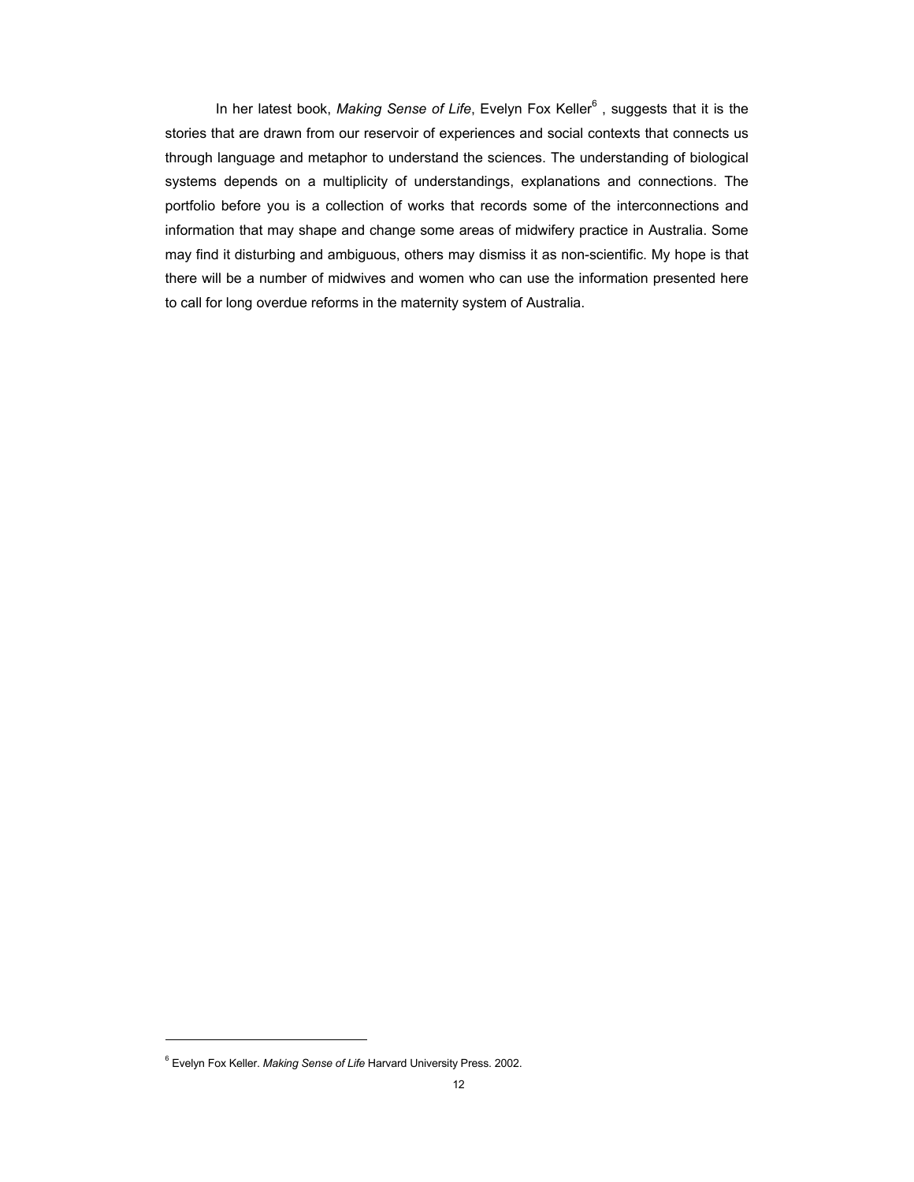In her latest book, *Making Sense of Life*, Evelyn Fox Keller[6] , suggests that it is the stories that are drawn from our reservoir of experiences and social contexts that connects us through language and metaphor to understand the sciences. The understanding of biological systems depends on a multiplicity of understandings, explanations and connections. The portfolio before you is a collection of works that records some of the interconnections and information that may shape and change some areas of midwifery practice in Australia. Some may find it disturbing and ambiguous, others may dismiss it as non-scientific. My hope is that there will be a number of midwives and women who can use the information presented here to call for long overdue reforms in the maternity system of Australia.

---

[6] Evelyn Fox Keller. *Making Sense of Life* Harvard University Press. 2002.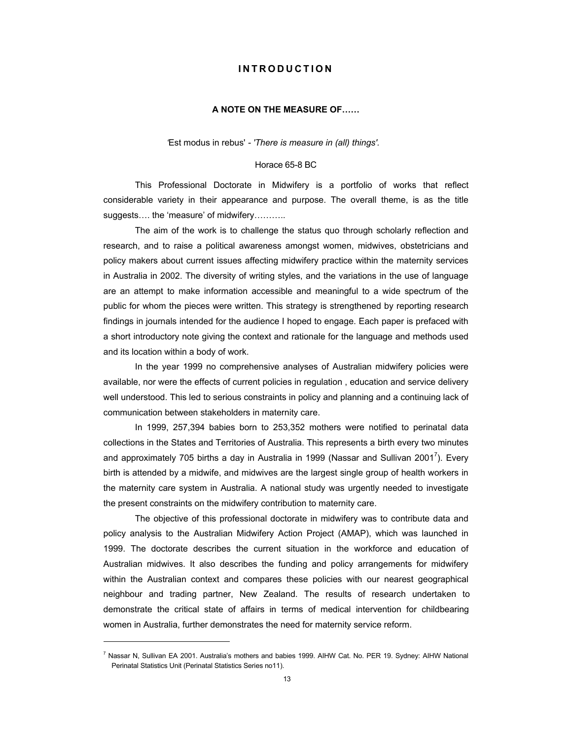# INTRODUCTION

### A NOTE ON THE MEASURE OF……

'Est modus in rebus' - *'There is measure in (all) things'.*

Horace 65-8 BC

This Professional Doctorate in Midwifery is a portfolio of works that reflect considerable variety in their appearance and purpose. The overall theme, is as the title suggests…. the 'measure' of midwifery………..

The aim of the work is to challenge the status quo through scholarly reflection and research, and to raise a political awareness amongst women, midwives, obstetricians and policy makers about current issues affecting midwifery practice within the maternity services in Australia in 2002. The diversity of writing styles, and the variations in the use of language are an attempt to make information accessible and meaningful to a wide spectrum of the public for whom the pieces were written. This strategy is strengthened by reporting research findings in journals intended for the audience I hoped to engage. Each paper is prefaced with a short introductory note giving the context and rationale for the language and methods used and its location within a body of work.

In the year 1999 no comprehensive analyses of Australian midwifery policies were available, nor were the effects of current policies in regulation , education and service delivery well understood. This led to serious constraints in policy and planning and a continuing lack of communication between stakeholders in maternity care.

In 1999, 257,394 babies born to 253,352 mothers were notified to perinatal data collections in the States and Territories of Australia. This represents a birth every two minutes and approximately 705 births a day in Australia in 1999 (Nassar and Sullivan 2001[7]). Every birth is attended by a midwife, and midwives are the largest single group of health workers in the maternity care system in Australia. A national study was urgently needed to investigate the present constraints on the midwifery contribution to maternity care.

The objective of this professional doctorate in midwifery was to contribute data and policy analysis to the Australian Midwifery Action Project (AMAP), which was launched in 1999. The doctorate describes the current situation in the workforce and education of Australian midwives. It also describes the funding and policy arrangements for midwifery within the Australian context and compares these policies with our nearest geographical neighbour and trading partner, New Zealand. The results of research undertaken to demonstrate the critical state of affairs in terms of medical intervention for childbearing women in Australia, further demonstrates the need for maternity service reform.

---

[7] Nassar N, Sullivan EA 2001. Australia's mothers and babies 1999. AIHW Cat. No. PER 19. Sydney: AIHW National Perinatal Statistics Unit (Perinatal Statistics Series no11).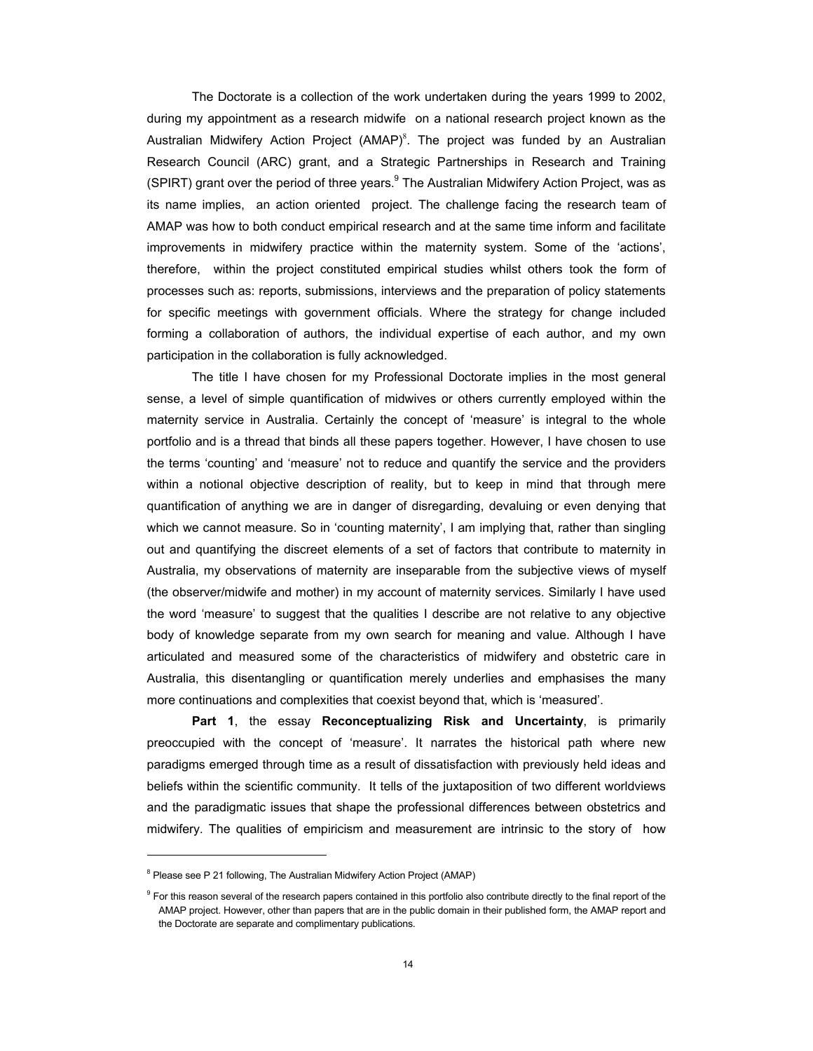The Doctorate is a collection of the work undertaken during the years 1999 to 2002, during my appointment as a research midwife on a national research project known as the Australian Midwifery Action Project (AMAP)[8]. The project was funded by an Australian Research Council (ARC) grant, and a Strategic Partnerships in Research and Training (SPIRT) grant over the period of three years.[9] The Australian Midwifery Action Project, was as its name implies, an action oriented project. The challenge facing the research team of AMAP was how to both conduct empirical research and at the same time inform and facilitate improvements in midwifery practice within the maternity system. Some of the 'actions', therefore, within the project constituted empirical studies whilst others took the form of processes such as: reports, submissions, interviews and the preparation of policy statements for specific meetings with government officials. Where the strategy for change included forming a collaboration of authors, the individual expertise of each author, and my own participation in the collaboration is fully acknowledged.

The title I have chosen for my Professional Doctorate implies in the most general sense, a level of simple quantification of midwives or others currently employed within the maternity service in Australia. Certainly the concept of 'measure' is integral to the whole portfolio and is a thread that binds all these papers together. However, I have chosen to use the terms 'counting' and 'measure' not to reduce and quantify the service and the providers within a notional objective description of reality, but to keep in mind that through mere quantification of anything we are in danger of disregarding, devaluing or even denying that which we cannot measure. So in 'counting maternity', I am implying that, rather than singling out and quantifying the discreet elements of a set of factors that contribute to maternity in Australia, my observations of maternity are inseparable from the subjective views of myself (the observer/midwife and mother) in my account of maternity services. Similarly I have used the word 'measure' to suggest that the qualities I describe are not relative to any objective body of knowledge separate from my own search for meaning and value. Although I have articulated and measured some of the characteristics of midwifery and obstetric care in Australia, this disentangling or quantification merely underlies and emphasises the many more continuations and complexities that coexist beyond that, which is 'measured'.

**Part 1**, the essay **Reconceptualizing Risk and Uncertainty**, is primarily preoccupied with the concept of 'measure'. It narrates the historical path where new paradigms emerged through time as a result of dissatisfaction with previously held ideas and beliefs within the scientific community. It tells of the juxtaposition of two different worldviews and the paradigmatic issues that shape the professional differences between obstetrics and midwifery. The qualities of empiricism and measurement are intrinsic to the story of how

---

[8] Please see P 21 following, The Australian Midwifery Action Project (AMAP)

[9] For this reason several of the research papers contained in this portfolio also contribute directly to the final report of the AMAP project. However, other than papers that are in the public domain in their published form, the AMAP report and the Doctorate are separate and complimentary publications.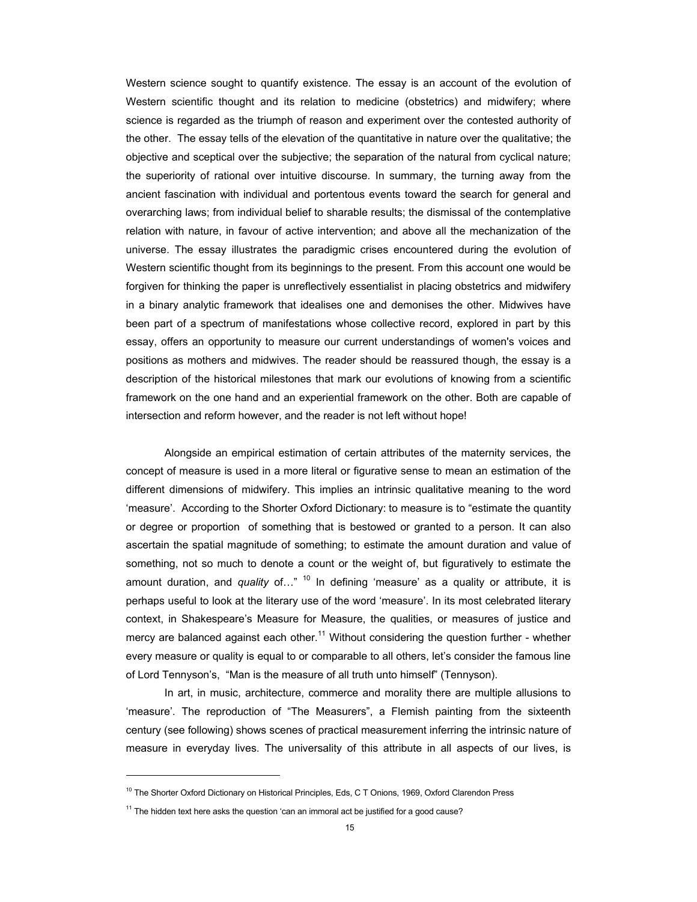Western science sought to quantify existence. The essay is an account of the evolution of Western scientific thought and its relation to medicine (obstetrics) and midwifery; where science is regarded as the triumph of reason and experiment over the contested authority of the other. The essay tells of the elevation of the quantitative in nature over the qualitative; the objective and sceptical over the subjective; the separation of the natural from cyclical nature; the superiority of rational over intuitive discourse. In summary, the turning away from the ancient fascination with individual and portentous events toward the search for general and overarching laws; from individual belief to sharable results; the dismissal of the contemplative relation with nature, in favour of active intervention; and above all the mechanization of the universe. The essay illustrates the paradigmic crises encountered during the evolution of Western scientific thought from its beginnings to the present. From this account one would be forgiven for thinking the paper is unreflectively essentialist in placing obstetrics and midwifery in a binary analytic framework that idealises one and demonises the other. Midwives have been part of a spectrum of manifestations whose collective record, explored in part by this essay, offers an opportunity to measure our current understandings of women's voices and positions as mothers and midwives. The reader should be reassured though, the essay is a description of the historical milestones that mark our evolutions of knowing from a scientific framework on the one hand and an experiential framework on the other. Both are capable of intersection and reform however, and the reader is not left without hope!

Alongside an empirical estimation of certain attributes of the maternity services, the concept of measure is used in a more literal or figurative sense to mean an estimation of the different dimensions of midwifery. This implies an intrinsic qualitative meaning to the word 'measure'. According to the Shorter Oxford Dictionary: to measure is to "estimate the quantity or degree or proportion of something that is bestowed or granted to a person. It can also ascertain the spatial magnitude of something; to estimate the amount duration and value of something, not so much to denote a count or the weight of, but figuratively to estimate the amount duration, and *quality* of…" [10] In defining 'measure' as a quality or attribute, it is perhaps useful to look at the literary use of the word 'measure'. In its most celebrated literary context, in Shakespeare's Measure for Measure, the qualities, or measures of justice and mercy are balanced against each other.[11] Without considering the question further - whether every measure or quality is equal to or comparable to all others, let's consider the famous line of Lord Tennyson's, "Man is the measure of all truth unto himself" (Tennyson).

In art, in music, architecture, commerce and morality there are multiple allusions to 'measure'. The reproduction of "The Measurers", a Flemish painting from the sixteenth century (see following) shows scenes of practical measurement inferring the intrinsic nature of measure in everyday lives. The universality of this attribute in all aspects of our lives, is

---

[10] The Shorter Oxford Dictionary on Historical Principles, Eds, C T Onions, 1969, Oxford Clarendon Press

[11] The hidden text here asks the question 'can an immoral act be justified for a good cause?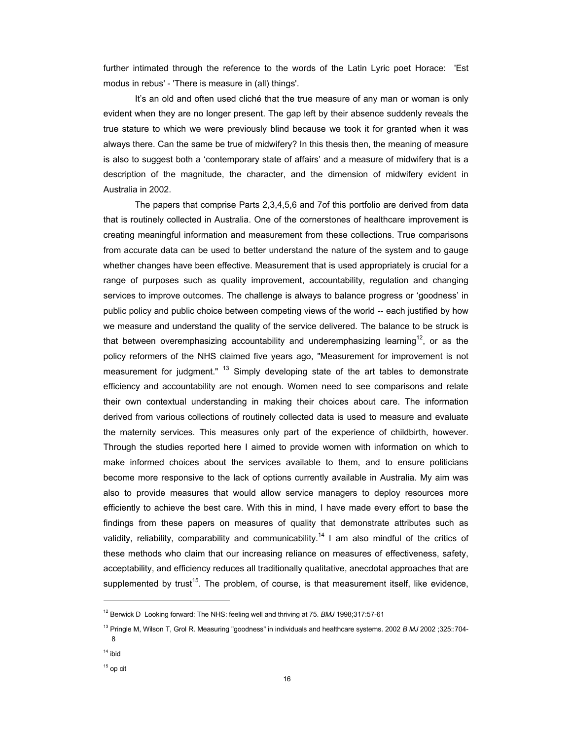further intimated through the reference to the words of the Latin Lyric poet Horace: 'Est modus in rebus' - 'There is measure in (all) things'.

It's an old and often used cliché that the true measure of any man or woman is only evident when they are no longer present. The gap left by their absence suddenly reveals the true stature to which we were previously blind because we took it for granted when it was always there. Can the same be true of midwifery? In this thesis then, the meaning of measure is also to suggest both a 'contemporary state of affairs' and a measure of midwifery that is a description of the magnitude, the character, and the dimension of midwifery evident in Australia in 2002.

The papers that comprise Parts 2,3,4,5,6 and 7of this portfolio are derived from data that is routinely collected in Australia. One of the cornerstones of healthcare improvement is creating meaningful information and measurement from these collections. True comparisons from accurate data can be used to better understand the nature of the system and to gauge whether changes have been effective. Measurement that is used appropriately is crucial for a range of purposes such as quality improvement, accountability, regulation and changing services to improve outcomes. The challenge is always to balance progress or 'goodness' in public policy and public choice between competing views of the world -- each justified by how we measure and understand the quality of the service delivered. The balance to be struck is that between overemphasizing accountability and underemphasizing learning[12], or as the policy reformers of the NHS claimed five years ago, "Measurement for improvement is not measurement for judgment." [13] Simply developing state of the art tables to demonstrate efficiency and accountability are not enough. Women need to see comparisons and relate their own contextual understanding in making their choices about care. The information derived from various collections of routinely collected data is used to measure and evaluate the maternity services. This measures only part of the experience of childbirth, however. Through the studies reported here I aimed to provide women with information on which to make informed choices about the services available to them, and to ensure politicians become more responsive to the lack of options currently available in Australia. My aim was also to provide measures that would allow service managers to deploy resources more efficiently to achieve the best care. With this in mind, I have made every effort to base the findings from these papers on measures of quality that demonstrate attributes such as validity, reliability, comparability and communicability.[14] I am also mindful of the critics of these methods who claim that our increasing reliance on measures of effectiveness, safety, acceptability, and efficiency reduces all traditionally qualitative, anecdotal approaches that are supplemented by trust[15]. The problem, of course, is that measurement itself, like evidence,

---

[12] Berwick D Looking forward: The NHS: feeling well and thriving at 75. *BMJ* 1998;317:57-61

[13] Pringle M, Wilson T, Grol R. Measuring "goodness" in individuals and healthcare systems. 2002 *B MJ* 2002 ;325::704-8

[14] ibid

[15] op cit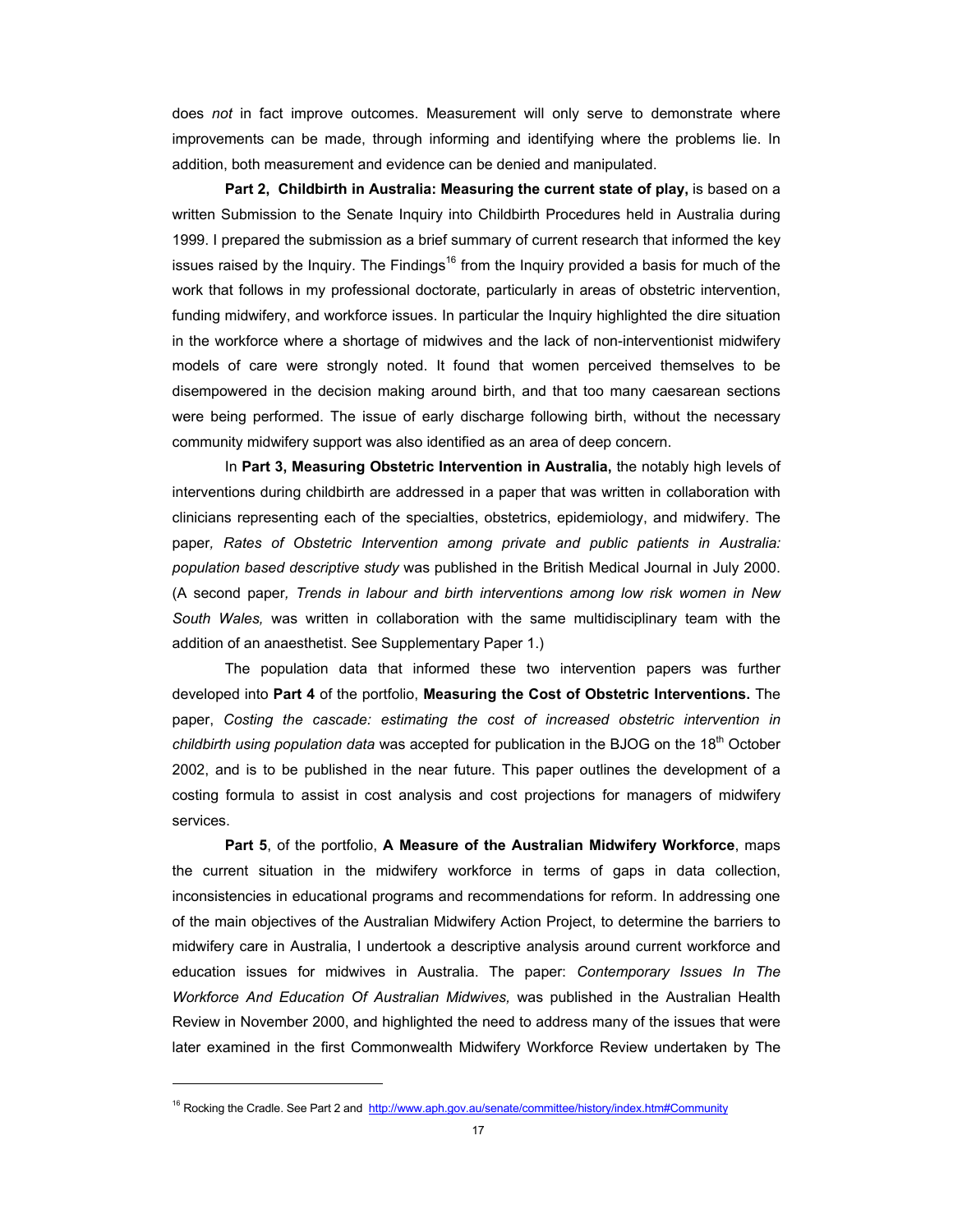does *not* in fact improve outcomes. Measurement will only serve to demonstrate where improvements can be made, through informing and identifying where the problems lie. In addition, both measurement and evidence can be denied and manipulated.

**Part 2, Childbirth in Australia: Measuring the current state of play,** is based on a written Submission to the Senate Inquiry into Childbirth Procedures held in Australia during 1999. I prepared the submission as a brief summary of current research that informed the key issues raised by the Inquiry. The Findings[16] from the Inquiry provided a basis for much of the work that follows in my professional doctorate, particularly in areas of obstetric intervention, funding midwifery, and workforce issues. In particular the Inquiry highlighted the dire situation in the workforce where a shortage of midwives and the lack of non-interventionist midwifery models of care were strongly noted. It found that women perceived themselves to be disempowered in the decision making around birth, and that too many caesarean sections were being performed. The issue of early discharge following birth, without the necessary community midwifery support was also identified as an area of deep concern.

In **Part 3, Measuring Obstetric Intervention in Australia,** the notably high levels of interventions during childbirth are addressed in a paper that was written in collaboration with clinicians representing each of the specialties, obstetrics, epidemiology, and midwifery. The paper*, Rates of Obstetric Intervention among private and public patients in Australia: population based descriptive study* was published in the British Medical Journal in July 2000. (A second paper*, Trends in labour and birth interventions among low risk women in New South Wales,* was written in collaboration with the same multidisciplinary team with the addition of an anaesthetist. See Supplementary Paper 1.)

The population data that informed these two intervention papers was further developed into **Part 4** of the portfolio, **Measuring the Cost of Obstetric Interventions.** The paper, *Costing the cascade: estimating the cost of increased obstetric intervention in childbirth using population data* was accepted for publication in the BJOG on the 18th October 2002, and is to be published in the near future. This paper outlines the development of a costing formula to assist in cost analysis and cost projections for managers of midwifery services.

**Part 5**, of the portfolio, **A Measure of the Australian Midwifery Workforce**, maps the current situation in the midwifery workforce in terms of gaps in data collection, inconsistencies in educational programs and recommendations for reform. In addressing one of the main objectives of the Australian Midwifery Action Project, to determine the barriers to midwifery care in Australia, I undertook a descriptive analysis around current workforce and education issues for midwives in Australia. The paper: *Contemporary Issues In The Workforce And Education Of Australian Midwives,* was published in the Australian Health Review in November 2000, and highlighted the need to address many of the issues that were later examined in the first Commonwealth Midwifery Workforce Review undertaken by The

---

[16] Rocking the Cradle. See Part 2 and http://www.aph.gov.au/senate/committee/history/index.htm#Community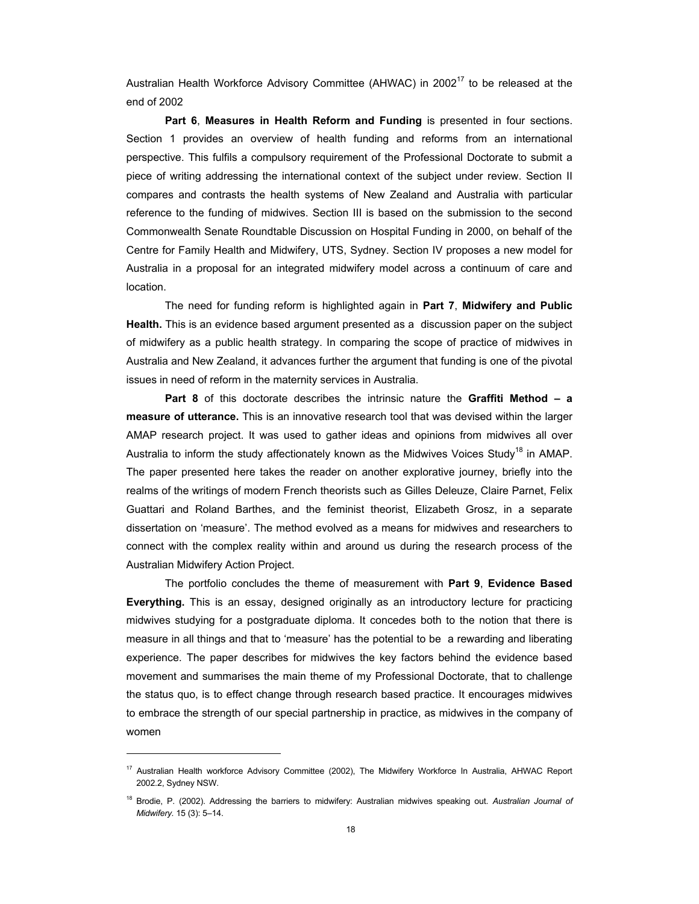Australian Health Workforce Advisory Committee (AHWAC) in 2002[17] to be released at the end of 2002

**Part 6**, **Measures in Health Reform and Funding** is presented in four sections. Section 1 provides an overview of health funding and reforms from an international perspective. This fulfils a compulsory requirement of the Professional Doctorate to submit a piece of writing addressing the international context of the subject under review. Section II compares and contrasts the health systems of New Zealand and Australia with particular reference to the funding of midwives. Section III is based on the submission to the second Commonwealth Senate Roundtable Discussion on Hospital Funding in 2000, on behalf of the Centre for Family Health and Midwifery, UTS, Sydney. Section IV proposes a new model for Australia in a proposal for an integrated midwifery model across a continuum of care and location.

The need for funding reform is highlighted again in **Part 7**, **Midwifery and Public Health.** This is an evidence based argument presented as a discussion paper on the subject of midwifery as a public health strategy. In comparing the scope of practice of midwives in Australia and New Zealand, it advances further the argument that funding is one of the pivotal issues in need of reform in the maternity services in Australia.

**Part 8** of this doctorate describes the intrinsic nature the **Graffiti Method – a measure of utterance.** This is an innovative research tool that was devised within the larger AMAP research project. It was used to gather ideas and opinions from midwives all over Australia to inform the study affectionately known as the Midwives Voices Study[18] in AMAP. The paper presented here takes the reader on another explorative journey, briefly into the realms of the writings of modern French theorists such as Gilles Deleuze, Claire Parnet, Felix Guattari and Roland Barthes, and the feminist theorist, Elizabeth Grosz, in a separate dissertation on 'measure'. The method evolved as a means for midwives and researchers to connect with the complex reality within and around us during the research process of the Australian Midwifery Action Project.

The portfolio concludes the theme of measurement with **Part 9**, **Evidence Based Everything.** This is an essay, designed originally as an introductory lecture for practicing midwives studying for a postgraduate diploma. It concedes both to the notion that there is measure in all things and that to 'measure' has the potential to be a rewarding and liberating experience. The paper describes for midwives the key factors behind the evidence based movement and summarises the main theme of my Professional Doctorate, that to challenge the status quo, is to effect change through research based practice. It encourages midwives to embrace the strength of our special partnership in practice, as midwives in the company of women

---

[17] Australian Health workforce Advisory Committee (2002), The Midwifery Workforce In Australia, AHWAC Report 2002.2, Sydney NSW.

[18] Brodie, P. (2002). Addressing the barriers to midwifery: Australian midwives speaking out. *Australian Journal of Midwifery.* 15 (3): 5–14.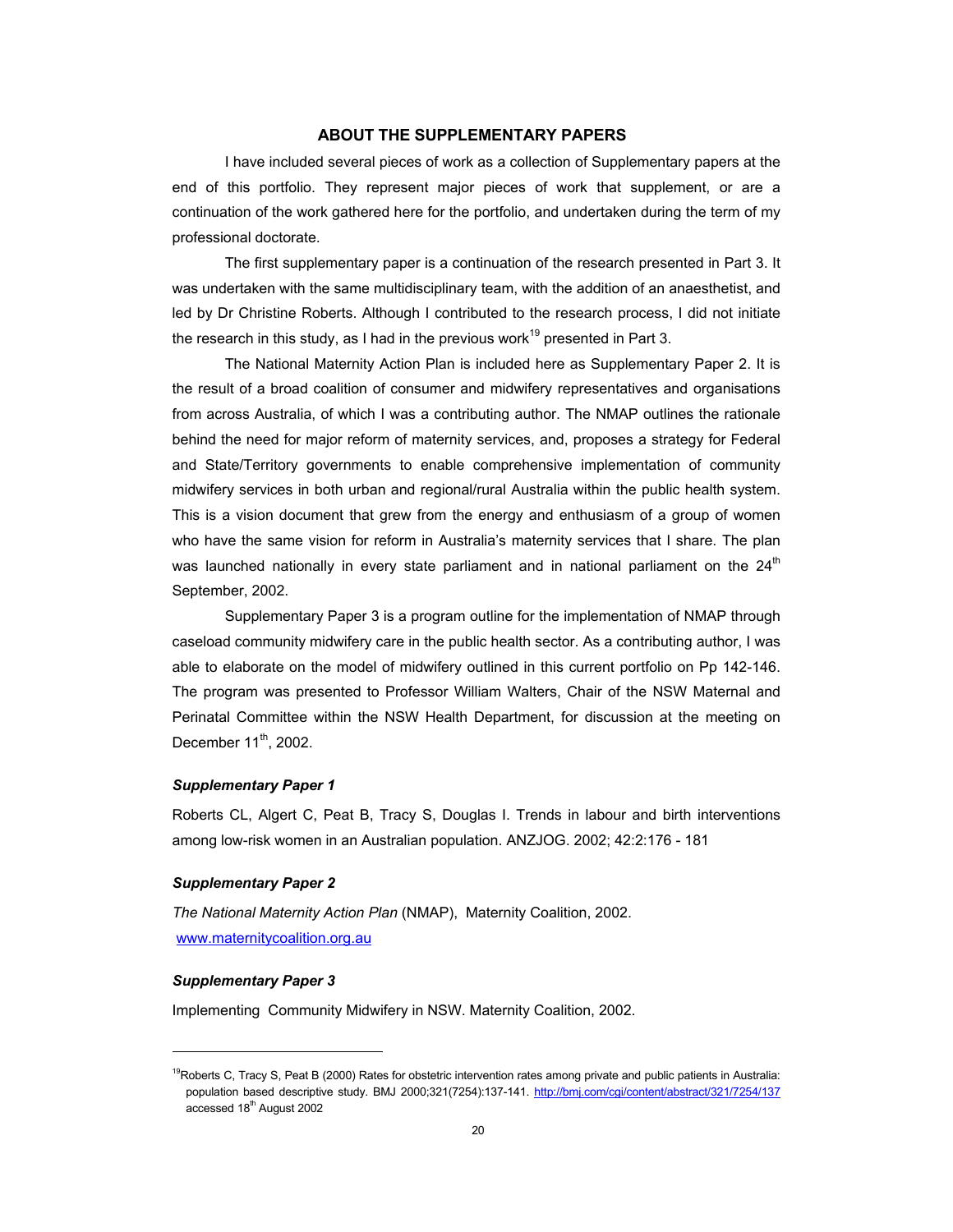## ABOUT THE SUPPLEMENTARY PAPERS

I have included several pieces of work as a collection of Supplementary papers at the end of this portfolio. They represent major pieces of work that supplement, or are a continuation of the work gathered here for the portfolio, and undertaken during the term of my professional doctorate.

The first supplementary paper is a continuation of the research presented in Part 3. It was undertaken with the same multidisciplinary team, with the addition of an anaesthetist, and led by Dr Christine Roberts. Although I contributed to the research process, I did not initiate the research in this study, as I had in the previous work[19] presented in Part 3.

The National Maternity Action Plan is included here as Supplementary Paper 2. It is the result of a broad coalition of consumer and midwifery representatives and organisations from across Australia, of which I was a contributing author. The NMAP outlines the rationale behind the need for major reform of maternity services, and, proposes a strategy for Federal and State/Territory governments to enable comprehensive implementation of community midwifery services in both urban and regional/rural Australia within the public health system. This is a vision document that grew from the energy and enthusiasm of a group of women who have the same vision for reform in Australia's maternity services that I share. The plan was launched nationally in every state parliament and in national parliament on the 24th September, 2002.

Supplementary Paper 3 is a program outline for the implementation of NMAP through caseload community midwifery care in the public health sector. As a contributing author, I was able to elaborate on the model of midwifery outlined in this current portfolio on Pp 142-146. The program was presented to Professor William Walters, Chair of the NSW Maternal and Perinatal Committee within the NSW Health Department, for discussion at the meeting on December 11th, 2002.

***Supplementary Paper 1***

Roberts CL, Algert C, Peat B, Tracy S, Douglas I. Trends in labour and birth interventions among low-risk women in an Australian population. ANZJOG. 2002; 42:2:176 - 181

***Supplementary Paper 2***

*The National Maternity Action Plan* (NMAP), Maternity Coalition, 2002.
www.maternitycoalition.org.au

***Supplementary Paper 3***

Implementing Community Midwifery in NSW. Maternity Coalition, 2002.

---

[19] Roberts C, Tracy S, Peat B (2000) Rates for obstetric intervention rates among private and public patients in Australia: population based descriptive study. BMJ 2000;321(7254):137-141. http://bmj.com/cgi/content/abstract/321/7254/137 accessed 18th August 2002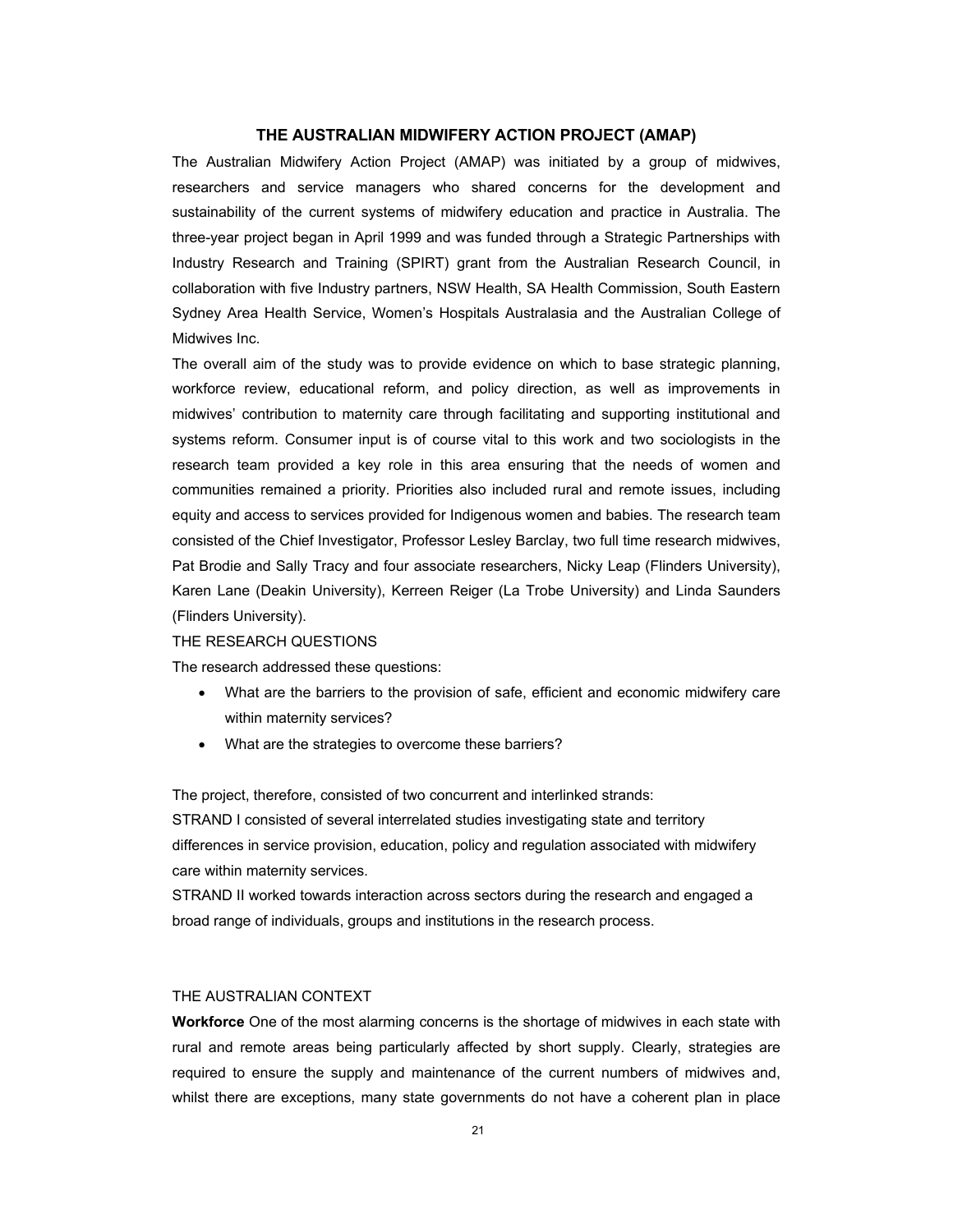## THE AUSTRALIAN MIDWIFERY ACTION PROJECT (AMAP)

The Australian Midwifery Action Project (AMAP) was initiated by a group of midwives, researchers and service managers who shared concerns for the development and sustainability of the current systems of midwifery education and practice in Australia. The three-year project began in April 1999 and was funded through a Strategic Partnerships with Industry Research and Training (SPIRT) grant from the Australian Research Council, in collaboration with five Industry partners, NSW Health, SA Health Commission, South Eastern Sydney Area Health Service, Women's Hospitals Australasia and the Australian College of Midwives Inc.

The overall aim of the study was to provide evidence on which to base strategic planning, workforce review, educational reform, and policy direction, as well as improvements in midwives' contribution to maternity care through facilitating and supporting institutional and systems reform. Consumer input is of course vital to this work and two sociologists in the research team provided a key role in this area ensuring that the needs of women and communities remained a priority. Priorities also included rural and remote issues, including equity and access to services provided for Indigenous women and babies. The research team consisted of the Chief Investigator, Professor Lesley Barclay, two full time research midwives, Pat Brodie and Sally Tracy and four associate researchers, Nicky Leap (Flinders University), Karen Lane (Deakin University), Kerreen Reiger (La Trobe University) and Linda Saunders (Flinders University).

### THE RESEARCH QUESTIONS

The research addressed these questions:

- What are the barriers to the provision of safe, efficient and economic midwifery care within maternity services?
- What are the strategies to overcome these barriers?

The project, therefore, consisted of two concurrent and interlinked strands:

STRAND I consisted of several interrelated studies investigating state and territory differences in service provision, education, policy and regulation associated with midwifery care within maternity services.

STRAND II worked towards interaction across sectors during the research and engaged a broad range of individuals, groups and institutions in the research process.

### THE AUSTRALIAN CONTEXT

**Workforce** One of the most alarming concerns is the shortage of midwives in each state with rural and remote areas being particularly affected by short supply. Clearly, strategies are required to ensure the supply and maintenance of the current numbers of midwives and, whilst there are exceptions, many state governments do not have a coherent plan in place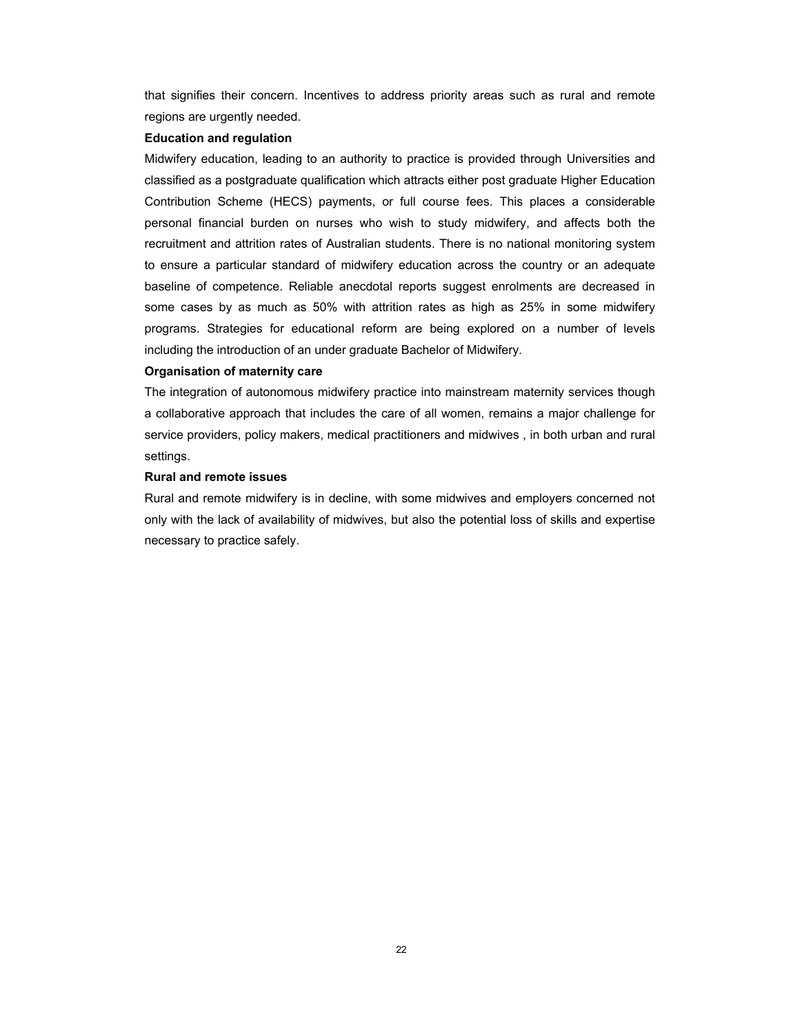that signifies their concern. Incentives to address priority areas such as rural and remote regions are urgently needed.

**Education and regulation**

Midwifery education, leading to an authority to practice is provided through Universities and classified as a postgraduate qualification which attracts either post graduate Higher Education Contribution Scheme (HECS) payments, or full course fees. This places a considerable personal financial burden on nurses who wish to study midwifery, and affects both the recruitment and attrition rates of Australian students. There is no national monitoring system to ensure a particular standard of midwifery education across the country or an adequate baseline of competence. Reliable anecdotal reports suggest enrolments are decreased in some cases by as much as 50% with attrition rates as high as 25% in some midwifery programs. Strategies for educational reform are being explored on a number of levels including the introduction of an under graduate Bachelor of Midwifery.

**Organisation of maternity care**

The integration of autonomous midwifery practice into mainstream maternity services though a collaborative approach that includes the care of all women, remains a major challenge for service providers, policy makers, medical practitioners and midwives , in both urban and rural settings.

**Rural and remote issues**

Rural and remote midwifery is in decline, with some midwives and employers concerned not only with the lack of availability of midwives, but also the potential loss of skills and expertise necessary to practice safely.